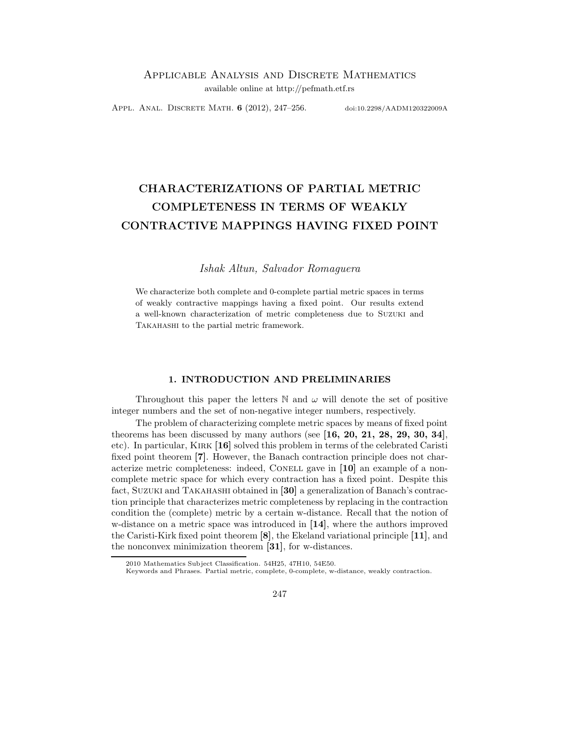# CHARACTERIZATIONS OF PARTIAL METRIC COMPLETENESS IN TERMS OF WEAKLY CONTRACTIVE MAPPINGS HAVING FIXED POINT

*Ishak Altun, Salvador Romaguera*

We characterize both complete and 0-complete partial metric spaces in terms of weakly contractive mappings having a fixed point. Our results extend a well-known characterization of metric completeness due to Suzuki and Takahashi to the partial metric framework.

## 1. INTRODUCTION AND PRELIMINARIES

Throughout this paper the letters $\mathbb{N}$ and $\omega$ will denote the set of positive integer numbers and the set of non-negative integer numbers, respectively.

The problem of characterizing complete metric spaces by means of fixed point theorems has been discussed by many authors (see **[16, 20, 21, 28, 29, 30, 34]**, etc). In particular, Kirk **[16]** solved this problem in terms of the celebrated Caristi fixed point theorem **[7]**. However, the Banach contraction principle does not characterize metric completeness: indeed, Conell gave in **[10]** an example of a non-complete metric space for which every contraction has a fixed point. Despite this fact, Suzuki and Takahashi obtained in **[30]** a generalization of Banach's contraction principle that characterizes metric completeness by replacing in the contraction condition the (complete) metric by a certain w-distance. Recall that the notion of w-distance on a metric space was introduced in **[14]**, where the authors improved the Caristi-Kirk fixed point theorem **[8]**, the Ekeland variational principle **[11]**, and the nonconvex minimization theorem **[31]**, for w-distances.

2010 Mathematics Subject Classification. 54H25, 47H10, 54E50.

Keywords and Phrases. Partial metric, complete, 0-complete, w-distance, weakly contraction.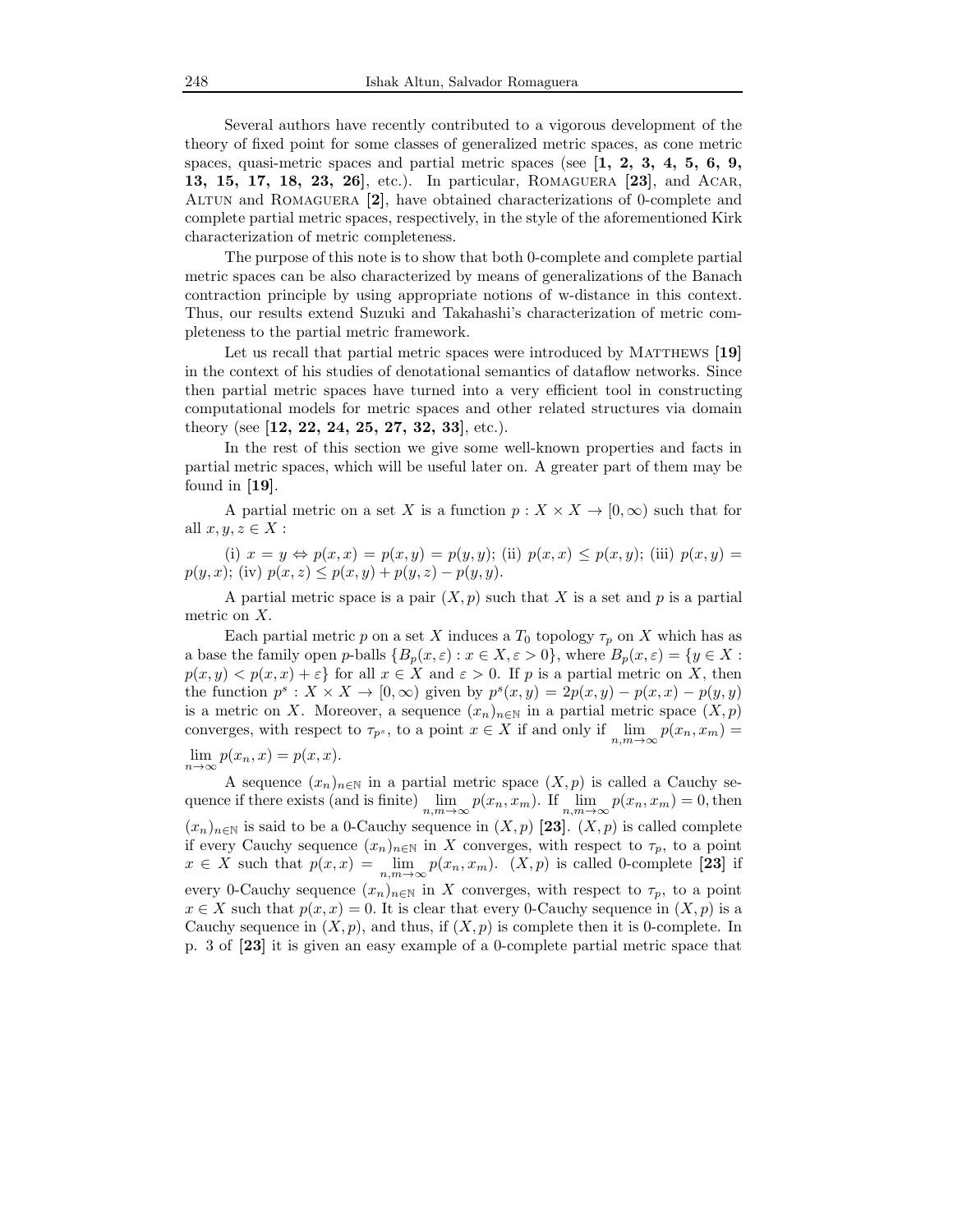Several authors have recently contributed to a vigorous development of the theory of fixed point for some classes of generalized metric spaces, as cone metric spaces, quasi-metric spaces and partial metric spaces (see [**1, 2, 3, 4, 5, 6, 9, 13, 15, 17, 18, 23, 26**], etc.). In particular, Romaguera [**23**], and Acar, Altun and Romaguera [**2**], have obtained characterizations of 0-complete and complete partial metric spaces, respectively, in the style of the aforementioned Kirk characterization of metric completeness.

The purpose of this note is to show that both 0-complete and complete partial metric spaces can be also characterized by means of generalizations of the Banach contraction principle by using appropriate notions of w-distance in this context. Thus, our results extend Suzuki and Takahashi's characterization of metric completeness to the partial metric framework.

Let us recall that partial metric spaces were introduced by Matthews [**19**] in the context of his studies of denotational semantics of dataflow networks. Since then partial metric spaces have turned into a very efficient tool in constructing computational models for metric spaces and other related structures via domain theory (see [**12, 22, 24, 25, 27, 32, 33**], etc.).

In the rest of this section we give some well-known properties and facts in partial metric spaces, which will be useful later on. A greater part of them may be found in [**19**].

A partial metric on a set $X$ is a function $p : X \times X \to [0, \infty)$ such that for all $x, y, z \in X$ :

(i) $x = y \Leftrightarrow p(x, x) = p(x, y) = p(y, y)$; (ii) $p(x, x) \leq p(x, y)$; (iii) $p(x, y) = p(y, x)$; (iv) $p(x, z) \leq p(x, y) + p(y, z) - p(y, y)$.

A partial metric space is a pair $(X, p)$ such that $X$ is a set and $p$ is a partial metric on $X$.

Each partial metric $p$ on a set $X$ induces a $T_0$ topology $\tau_p$ on $X$ which has as a base the family open $p$-balls $\{B_p(x, \varepsilon) : x \in X, \varepsilon > 0\}$, where $B_p(x, \varepsilon) = \{y \in X : p(x, y) < p(x, x) + \varepsilon\}$ for all $x \in X$ and $\varepsilon > 0$. If $p$ is a partial metric on $X$, then the function $p^s : X \times X \to [0, \infty)$ given by $p^s(x, y) = 2p(x, y) - p(x, x) - p(y, y)$ is a metric on $X$. Moreover, a sequence $(x_n)_{n\in\mathbb{N}}$ in a partial metric space $(X, p)$ converges, with respect to $\tau_{p^s}$, to a point $x \in X$ if and only if $\lim\limits_{n,m\to\infty} p(x_n, x_m) = \lim\limits_{n\to\infty} p(x_n, x) = p(x, x)$.

A sequence $(x_n)_{n\in\mathbb{N}}$ in a partial metric space $(X, p)$ is called a Cauchy sequence if there exists (and is finite) $\lim\limits_{n,m\to\infty} p(x_n, x_m)$. If $\lim\limits_{n,m\to\infty} p(x_n, x_m) = 0$, then $(x_n)_{n\in\mathbb{N}}$ is said to be a 0-Cauchy sequence in $(X, p)$ [**23**]. $(X, p)$ is called complete if every Cauchy sequence $(x_n)_{n\in\mathbb{N}}$ in $X$ converges, with respect to $\tau_p$, to a point $x \in X$ such that $p(x, x) = \lim\limits_{n,m\to\infty} p(x_n, x_m)$. $(X, p)$ is called 0-complete [**23**] if every 0-Cauchy sequence $(x_n)_{n\in\mathbb{N}}$ in $X$ converges, with respect to $\tau_p$, to a point $x \in X$ such that $p(x, x) = 0$. It is clear that every 0-Cauchy sequence in $(X, p)$ is a Cauchy sequence in $(X, p)$, and thus, if $(X, p)$ is complete then it is 0-complete. In p. 3 of [**23**] it is given an easy example of a 0-complete partial metric space that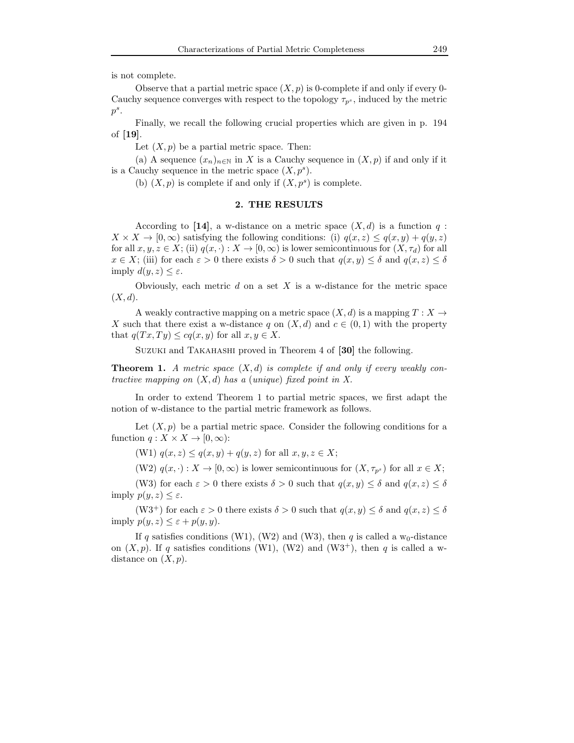is not complete.

Observe that a partial metric space $(X, p)$ is 0-complete if and only if every 0-Cauchy sequence converges with respect to the topology $\tau_{p^s}$, induced by the metric $p^s$.

Finally, we recall the following crucial properties which are given in p. 194 of **[19]**.

Let $(X, p)$ be a partial metric space. Then:

(a) A sequence $(x_n)_{n\in\mathbb{N}}$ in $X$ is a Cauchy sequence in $(X, p)$ if and only if it is a Cauchy sequence in the metric space $(X, p^s)$.

(b) $(X, p)$ is complete if and only if $(X, p^s)$ is complete.

## 2. THE RESULTS

According to **[14]**, a w-distance on a metric space $(X, d)$ is a function $q : X \times X \to [0, \infty)$ satisfying the following conditions: (i) $q(x, z) \le q(x, y) + q(y, z)$ for all $x, y, z \in X$; (ii) $q(x, \cdot) : X \to [0, \infty)$ is lower semicontinuous for $(X, \tau_d)$ for all $x \in X$; (iii) for each $\varepsilon > 0$ there exists $\delta > 0$ such that $q(x, y) \le \delta$ and $q(x, z) \le \delta$ imply $d(y, z) \le \varepsilon$.

Obviously, each metric $d$ on a set $X$ is a w-distance for the metric space $(X, d)$.

A weakly contractive mapping on a metric space $(X, d)$ is a mapping $T : X \to X$ such that there exist a w-distance $q$ on $(X, d)$ and $c \in (0, 1)$ with the property that $q(Tx, Ty) \le cq(x, y)$ for all $x, y \in X$.

Suzuki and Takahashi proved in Theorem 4 of **[30]** the following.

**Theorem 1.** *A metric space $(X, d)$ is complete if and only if every weakly contractive mapping on $(X, d)$ has a (unique) fixed point in $X$.*

In order to extend Theorem 1 to partial metric spaces, we first adapt the notion of w-distance to the partial metric framework as follows.

Let $(X, p)$ be a partial metric space. Consider the following conditions for a function $q : X \times X \to [0, \infty)$:

(W1) $q(x, z) \le q(x, y) + q(y, z)$ for all $x, y, z \in X$;

(W2) $q(x, \cdot) : X \to [0, \infty)$ is lower semicontinuous for $(X, \tau_{p^s})$ for all $x \in X$;

(W3) for each $\varepsilon > 0$ there exists $\delta > 0$ such that $q(x, y) \le \delta$ and $q(x, z) \le \delta$ imply $p(y, z) \le \varepsilon$.

(W3$^+$) for each $\varepsilon > 0$ there exists $\delta > 0$ such that $q(x, y) \le \delta$ and $q(x, z) \le \delta$ imply $p(y, z) \le \varepsilon + p(y, y)$.

If $q$ satisfies conditions (W1), (W2) and (W3), then $q$ is called a w$_0$-distance on $(X, p)$. If $q$ satisfies conditions (W1), (W2) and (W3$^+$), then $q$ is called a w-distance on $(X, p)$.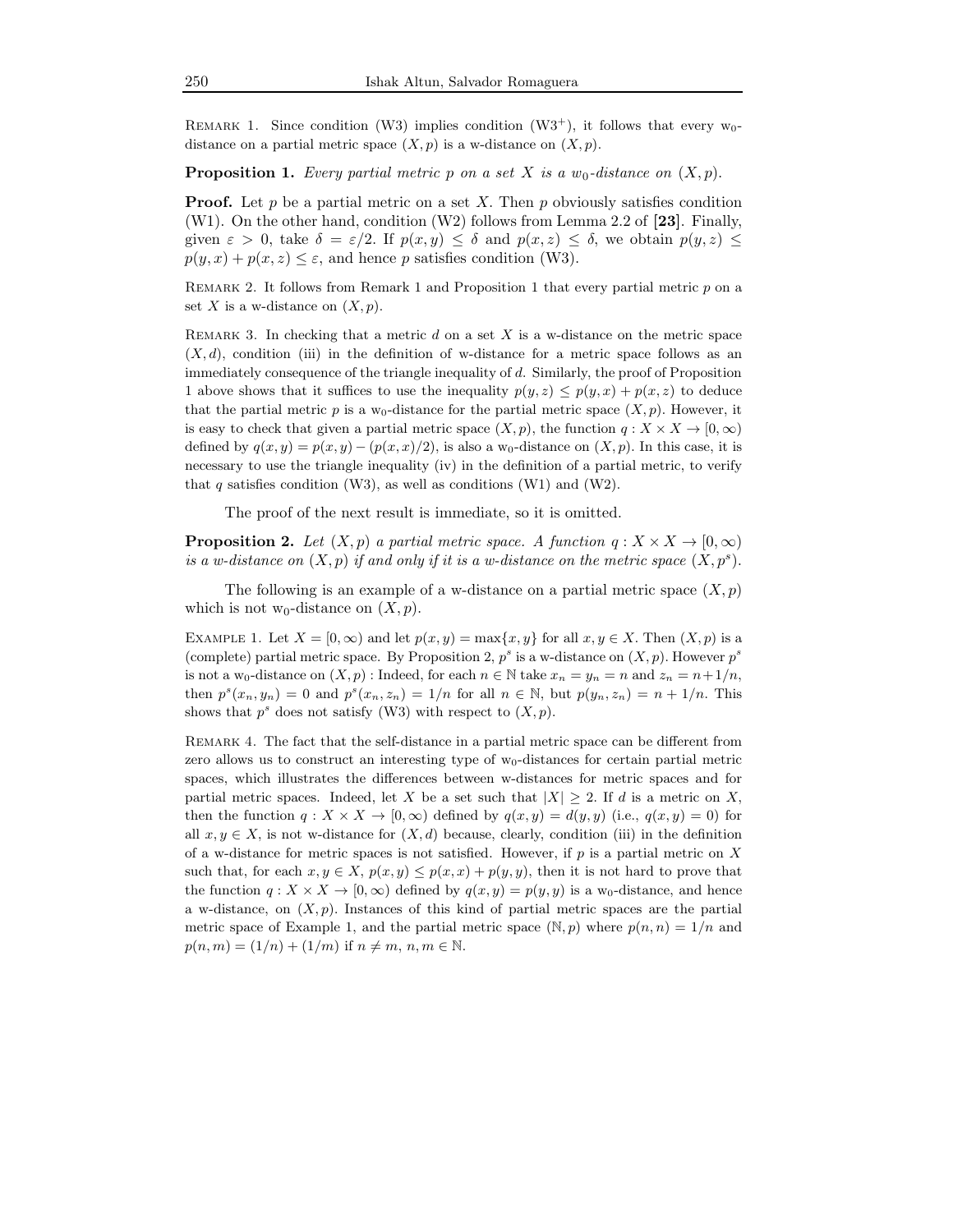REMARK 1. Since condition (W3) implies condition (W3$^+$), it follows that every w$_0$-distance on a partial metric space $(X, p)$ is a w-distance on $(X, p)$.

**Proposition 1.** *Every partial metric $p$ on a set $X$ is a $w_0$-distance on $(X, p)$.*

**Proof.** Let $p$ be a partial metric on a set $X$. Then $p$ obviously satisfies condition (W1). On the other hand, condition (W2) follows from Lemma 2.2 of **[23]**. Finally, given $\varepsilon > 0$, take $\delta = \varepsilon/2$. If $p(x, y) \leq \delta$ and $p(x, z) \leq \delta$, we obtain $p(y, z) \leq p(y, x) + p(x, z) \leq \varepsilon$, and hence $p$ satisfies condition (W3).

REMARK 2. It follows from Remark 1 and Proposition 1 that every partial metric $p$ on a set $X$ is a w-distance on $(X, p)$.

REMARK 3. In checking that a metric $d$ on a set $X$ is a w-distance on the metric space $(X, d)$, condition (iii) in the definition of w-distance for a metric space follows as an immediately consequence of the triangle inequality of $d$. Similarly, the proof of Proposition 1 above shows that it suffices to use the inequality $p(y, z) \leq p(y, x) + p(x, z)$ to deduce that the partial metric $p$ is a w$_0$-distance for the partial metric space $(X, p)$. However, it is easy to check that given a partial metric space $(X, p)$, the function $q : X \times X \to [0, \infty)$ defined by $q(x, y) = p(x, y) - (p(x, x)/2)$, is also a w$_0$-distance on $(X, p)$. In this case, it is necessary to use the triangle inequality (iv) in the definition of a partial metric, to verify that $q$ satisfies condition (W3), as well as conditions (W1) and (W2).

The proof of the next result is immediate, so it is omitted.

**Proposition 2.** *Let $(X, p)$ a partial metric space. A function $q : X \times X \to [0, \infty)$ is a w-distance on $(X, p)$ if and only if it is a w-distance on the metric space $(X, p^s)$.*

The following is an example of a w-distance on a partial metric space $(X, p)$ which is not w$_0$-distance on $(X, p)$.

EXAMPLE 1. Let $X = [0, \infty)$ and let $p(x, y) = \max\{x, y\}$ for all $x, y \in X$. Then $(X, p)$ is a (complete) partial metric space. By Proposition 2, $p^s$ is a w-distance on $(X, p)$. However $p^s$ is not a w$_0$-distance on $(X, p)$ : Indeed, for each $n \in \mathbb{N}$ take $x_n = y_n = n$ and $z_n = n + 1/n$, then $p^s(x_n, y_n) = 0$ and $p^s(x_n, z_n) = 1/n$ for all $n \in \mathbb{N}$, but $p(y_n, z_n) = n + 1/n$. This shows that $p^s$ does not satisfy (W3) with respect to $(X, p)$.

REMARK 4. The fact that the self-distance in a partial metric space can be different from zero allows us to construct an interesting type of w$_0$-distances for certain partial metric spaces, which illustrates the differences between w-distances for metric spaces and for partial metric spaces. Indeed, let $X$ be a set such that $|X| \geq 2$. If $d$ is a metric on $X$, then the function $q : X \times X \to [0, \infty)$ defined by $q(x, y) = d(y, y)$ (i.e., $q(x, y) = 0$) for all $x, y \in X$, is not w-distance for $(X, d)$ because, clearly, condition (iii) in the definition of a w-distance for metric spaces is not satisfied. However, if $p$ is a partial metric on $X$ such that, for each $x, y \in X$, $p(x, y) \leq p(x, x) + p(y, y)$, then it is not hard to prove that the function $q : X \times X \to [0, \infty)$ defined by $q(x, y) = p(y, y)$ is a w$_0$-distance, and hence a w-distance, on $(X, p)$. Instances of this kind of partial metric spaces are the partial metric space of Example 1, and the partial metric space $(\mathbb{N}, p)$ where $p(n, n) = 1/n$ and $p(n, m) = (1/n) + (1/m)$ if $n \neq m$, $n, m \in \mathbb{N}$.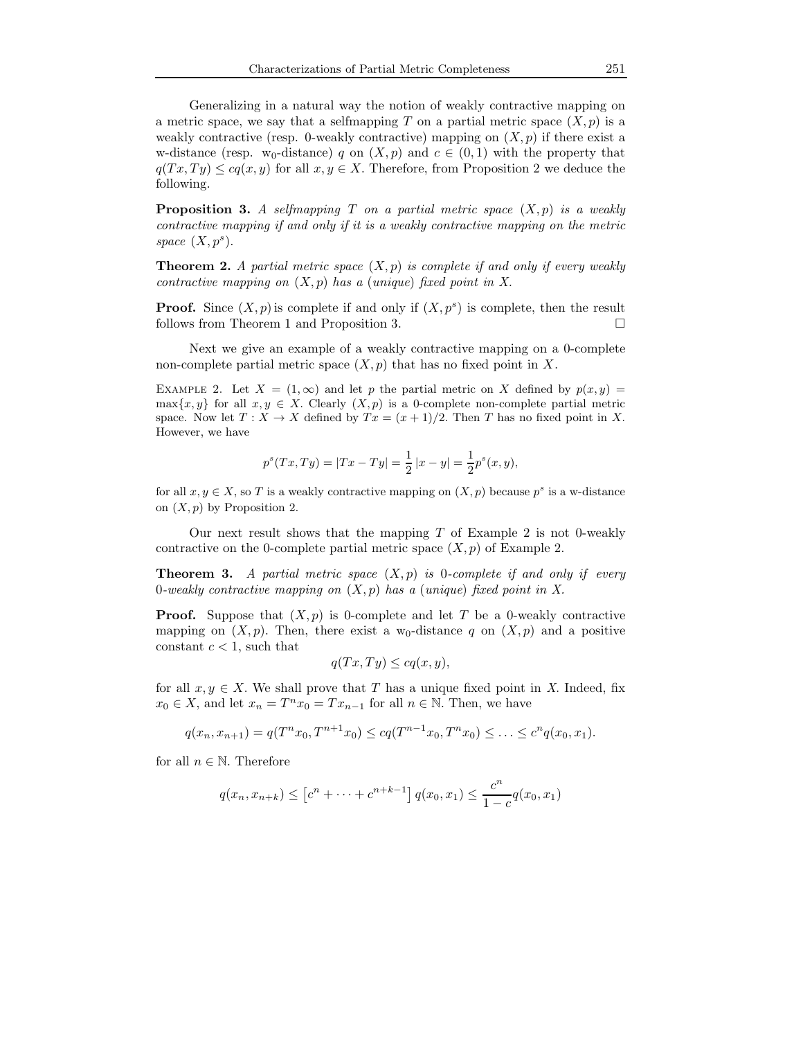Generalizing in a natural way the notion of weakly contractive mapping on a metric space, we say that a selfmapping $T$ on a partial metric space $(X,p)$ is a weakly contractive (resp. 0-weakly contractive) mapping on $(X,p)$ if there exist a w-distance (resp. $\mathrm{w}_0$-distance) $q$ on $(X,p)$ and $c \in (0,1)$ with the property that $q(Tx,Ty) \le cq(x,y)$ for all $x,y \in X$. Therefore, from Proposition 2 we deduce the following.

**Proposition 3.** *A selfmapping $T$ on a partial metric space $(X,p)$ is a weakly contractive mapping if and only if it is a weakly contractive mapping on the metric space $(X,p^s)$.*

**Theorem 2.** *A partial metric space $(X,p)$ is complete if and only if every weakly contractive mapping on $(X,p)$ has a (unique) fixed point in $X$.*

**Proof.** Since $(X,p)$ is complete if and only if $(X,p^s)$ is complete, then the result follows from Theorem 1 and Proposition 3. □

Next we give an example of a weakly contractive mapping on a 0-complete non-complete partial metric space $(X,p)$ that has no fixed point in $X$.

Example 2. Let $X = (1,\infty)$ and let $p$ the partial metric on $X$ defined by $p(x,y) = \max\{x,y\}$ for all $x,y \in X$. Clearly $(X,p)$ is a 0-complete non-complete partial metric space. Now let $T : X \to X$ defined by $Tx = (x+1)/2$. Then $T$ has no fixed point in $X$. However, we have

$$p^s(Tx,Ty) = |Tx - Ty| = \frac{1}{2}|x-y| = \frac{1}{2}p^s(x,y),$$

for all $x,y \in X$, so $T$ is a weakly contractive mapping on $(X,p)$ because $p^s$ is a w-distance on $(X,p)$ by Proposition 2.

Our next result shows that the mapping $T$ of Example 2 is not 0-weakly contractive on the 0-complete partial metric space $(X,p)$ of Example 2.

**Theorem 3.** *A partial metric space $(X,p)$ is 0-complete if and only if every 0-weakly contractive mapping on $(X,p)$ has a (unique) fixed point in $X$.*

**Proof.** Suppose that $(X,p)$ is 0-complete and let $T$ be a 0-weakly contractive mapping on $(X,p)$. Then, there exist a $\mathrm{w}_0$-distance $q$ on $(X,p)$ and a positive constant $c < 1$, such that

$$q(Tx,Ty) \le cq(x,y),$$

for all $x,y \in X$. We shall prove that $T$ has a unique fixed point in $X$. Indeed, fix $x_0 \in X$, and let $x_n = T^n x_0 = Tx_{n-1}$ for all $n \in \mathbb{N}$. Then, we have

$$q(x_n,x_{n+1}) = q(T^n x_0, T^{n+1}x_0) \le cq(T^{n-1}x_0, T^n x_0) \le \ldots \le c^n q(x_0,x_1).$$

for all $n \in \mathbb{N}$. Therefore

$$q(x_n,x_{n+k}) \le \left[c^n + \cdots + c^{n+k-1}\right] q(x_0,x_1) \le \frac{c^n}{1-c} q(x_0,x_1)$$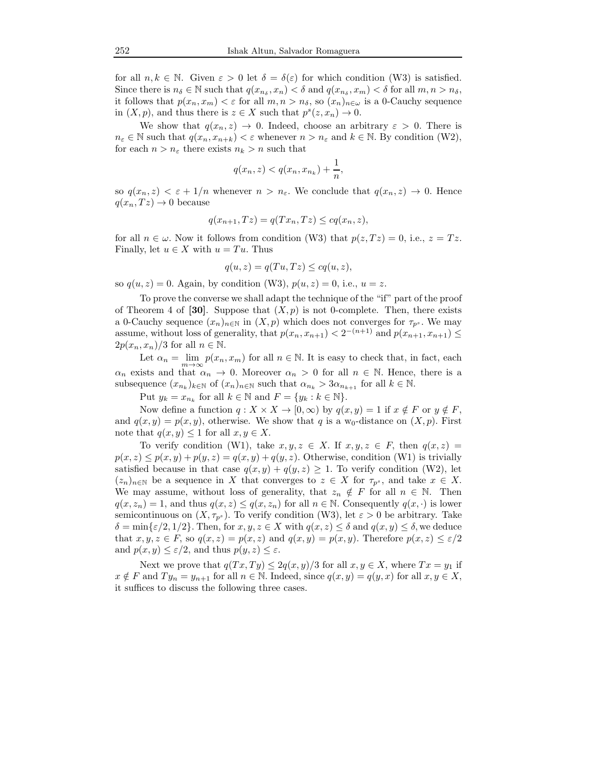for all $n, k \in \mathbb{N}$. Given $\varepsilon > 0$ let $\delta = \delta(\varepsilon)$ for which condition (W3) is satisfied. Since there is $n_\delta \in \mathbb{N}$ such that $q(x_{n_\delta}, x_n) < \delta$ and $q(x_{n_\delta}, x_m) < \delta$ for all $m, n > n_\delta$, it follows that $p(x_n, x_m) < \varepsilon$ for all $m, n > n_\delta$, so $(x_n)_{n\in\omega}$ is a 0-Cauchy sequence in $(X, p)$, and thus there is $z \in X$ such that $p^s(z, x_n) \to 0$.

We show that $q(x_n, z) \to 0$. Indeed, choose an arbitrary $\varepsilon > 0$. There is $n_\varepsilon \in \mathbb{N}$ such that $q(x_n, x_{n+k}) < \varepsilon$ whenever $n > n_\varepsilon$ and $k \in \mathbb{N}$. By condition (W2), for each $n > n_\varepsilon$ there exists $n_k > n$ such that

$$q(x_n, z) < q(x_n, x_{n_k}) + \frac{1}{n},$$

so $q(x_n, z) < \varepsilon + 1/n$ whenever $n > n_\varepsilon$. We conclude that $q(x_n, z) \to 0$. Hence $q(x_n, Tz) \to 0$ because

$$q(x_{n+1}, Tz) = q(Tx_n, Tz) \leq cq(x_n, z),$$

for all $n \in \omega$. Now it follows from condition (W3) that $p(z, Tz) = 0$, i.e., $z = Tz$. Finally, let $u \in X$ with $u = Tu$. Thus

$$q(u, z) = q(Tu, Tz) \leq cq(u, z),$$

so $q(u, z) = 0$. Again, by condition (W3), $p(u, z) = 0$, i.e., $u = z$.

To prove the converse we shall adapt the technique of the "if" part of the proof of Theorem 4 of **[30]**. Suppose that $(X, p)$ is not 0-complete. Then, there exists a 0-Cauchy sequence $(x_n)_{n\in\mathbb{N}}$ in $(X, p)$ which does not converges for $\tau_{p^s}$. We may assume, without loss of generality, that $p(x_n, x_{n+1}) < 2^{-(n+1)}$ and $p(x_{n+1}, x_{n+1}) \leq 2p(x_n, x_n)/3$ for all $n \in \mathbb{N}$.

Let $\alpha_n = \lim_{m\to\infty} p(x_n, x_m)$ for all $n \in \mathbb{N}$. It is easy to check that, in fact, each $\alpha_n$ exists and that $\alpha_n \to 0$. Moreover $\alpha_n > 0$ for all $n \in \mathbb{N}$. Hence, there is a subsequence $(x_{n_k})_{k\in\mathbb{N}}$ of $(x_n)_{n\in\mathbb{N}}$ such that $\alpha_{n_k} > 3\alpha_{n_{k+1}}$ for all $k \in \mathbb{N}$.

Put $y_k = x_{n_k}$ for all $k \in \mathbb{N}$ and $F = \{y_k : k \in \mathbb{N}\}$.

Now define a function $q : X \times X \to [0, \infty)$ by $q(x, y) = 1$ if $x \notin F$ or $y \notin F$, and $q(x, y) = p(x, y)$, otherwise. We show that $q$ is a $w_0$-distance on $(X, p)$. First note that $q(x, y) \leq 1$ for all $x, y \in X$.

To verify condition (W1), take $x, y, z \in X$. If $x, y, z \in F$, then $q(x, z) = p(x, z) \leq p(x, y) + p(y, z) = q(x, y) + q(y, z)$. Otherwise, condition (W1) is trivially satisfied because in that case $q(x, y) + q(y, z) \geq 1$. To verify condition (W2), let $(z_n)_{n\in\mathbb{N}}$ be a sequence in $X$ that converges to $z \in X$ for $\tau_{p^s}$, and take $x \in X$. We may assume, without loss of generality, that $z_n \notin F$ for all $n \in \mathbb{N}$. Then $q(x, z_n) = 1$, and thus $q(x, z) \leq q(x, z_n)$ for all $n \in \mathbb{N}$. Consequently $q(x, \cdot)$ is lower semicontinuous on $(X, \tau_{p^s})$. To verify condition (W3), let $\varepsilon > 0$ be arbitrary. Take $\delta = \min\{\varepsilon/2, 1/2\}$. Then, for $x, y, z \in X$ with $q(x, z) \leq \delta$ and $q(x, y) \leq \delta$, we deduce that $x, y, z \in F$, so $q(x, z) = p(x, z)$ and $q(x, y) = p(x, y)$. Therefore $p(x, z) \leq \varepsilon/2$ and $p(x, y) \leq \varepsilon/2$, and thus $p(y, z) \leq \varepsilon$.

Next we prove that $q(Tx, Ty) \leq 2q(x, y)/3$ for all $x, y \in X$, where $Tx = y_1$ if $x \notin F$ and $Ty_n = y_{n+1}$ for all $n \in \mathbb{N}$. Indeed, since $q(x, y) = q(y, x)$ for all $x, y \in X$, it suffices to discuss the following three cases.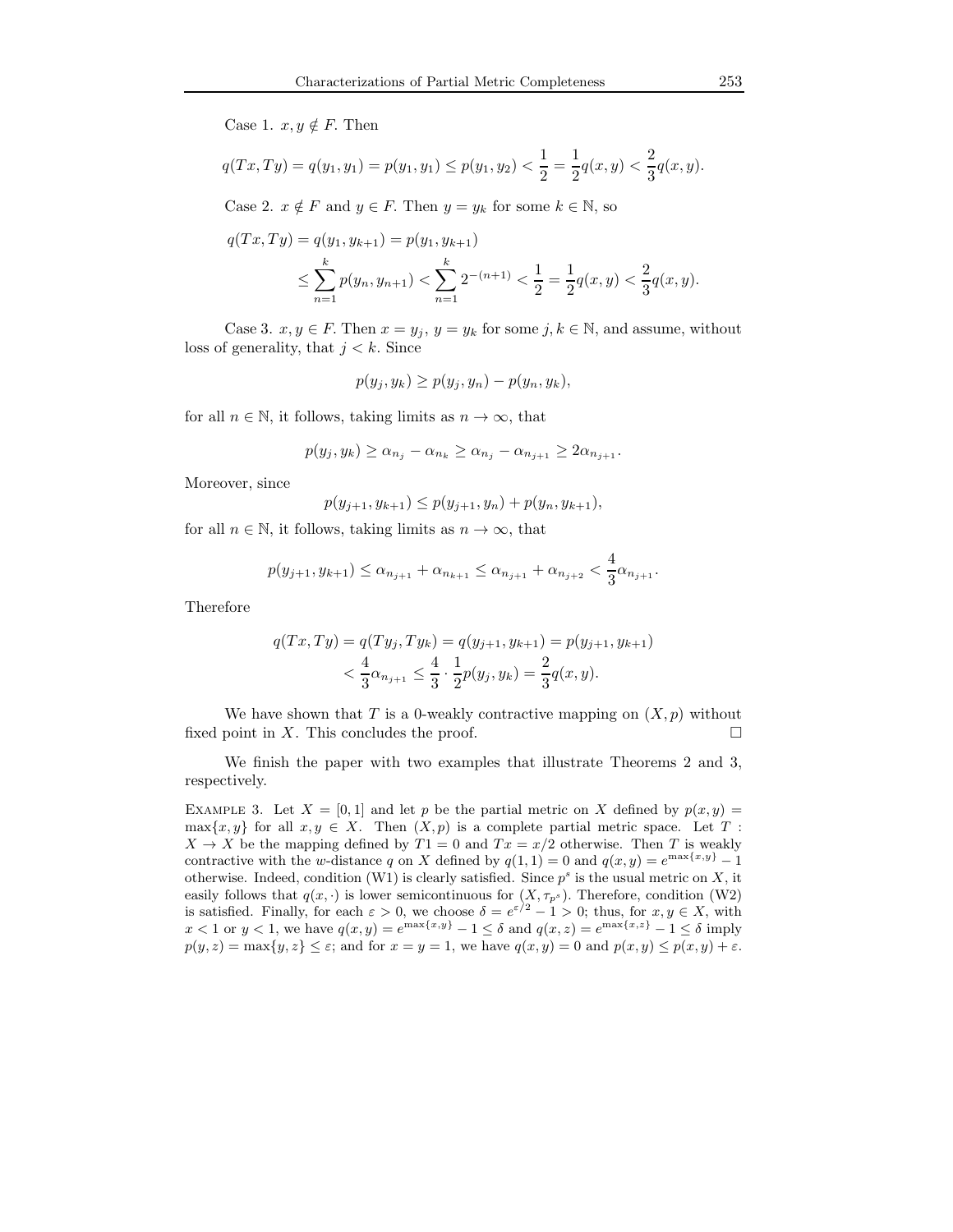Case 1. $x, y \notin F$. Then

$$q(Tx, Ty) = q(y_1, y_1) = p(y_1, y_1) \leq p(y_1, y_2) < \frac{1}{2} = \frac{1}{2}q(x, y) < \frac{2}{3}q(x, y).$$

Case 2. $x \notin F$ and $y \in F$. Then $y = y_k$ for some $k \in \mathbb{N}$, so

$$\begin{aligned} q(Tx, Ty) &= q(y_1, y_{k+1}) = p(y_1, y_{k+1}) \\ &\leq \sum_{n=1}^{k} p(y_n, y_{n+1}) < \sum_{n=1}^{k} 2^{-(n+1)} < \frac{1}{2} = \frac{1}{2}q(x, y) < \frac{2}{3}q(x, y). \end{aligned}$$

Case 3. $x, y \in F$. Then $x = y_j$, $y = y_k$ for some $j, k \in \mathbb{N}$, and assume, without loss of generality, that $j < k$. Since

$$p(y_j, y_k) \geq p(y_j, y_n) - p(y_n, y_k),$$

for all $n \in \mathbb{N}$, it follows, taking limits as $n \to \infty$, that

$$p(y_j, y_k) \geq \alpha_{n_j} - \alpha_{n_k} \geq \alpha_{n_j} - \alpha_{n_{j+1}} \geq 2\alpha_{n_{j+1}}.$$

Moreover, since

$$p(y_{j+1}, y_{k+1}) \leq p(y_{j+1}, y_n) + p(y_n, y_{k+1}),$$

for all $n \in \mathbb{N}$, it follows, taking limits as $n \to \infty$, that

$$p(y_{j+1}, y_{k+1}) \leq \alpha_{n_{j+1}} + \alpha_{n_{k+1}} \leq \alpha_{n_{j+1}} + \alpha_{n_{j+2}} < \frac{4}{3}\alpha_{n_{j+1}}.$$

Therefore

$$\begin{aligned} q(Tx, Ty) &= q(Ty_j, Ty_k) = q(y_{j+1}, y_{k+1}) = p(y_{j+1}, y_{k+1}) \\ &< \frac{4}{3}\alpha_{n_{j+1}} \leq \frac{4}{3} \cdot \frac{1}{2}p(y_j, y_k) = \frac{2}{3}q(x, y). \end{aligned}$$

We have shown that $T$ is a 0-weakly contractive mapping on $(X, p)$ without fixed point in $X$. This concludes the proof. $\square$

We finish the paper with two examples that illustrate Theorems 2 and 3, respectively.

EXAMPLE 3. Let $X = [0, 1]$ and let $p$ be the partial metric on $X$ defined by $p(x, y) = \max\{x, y\}$ for all $x, y \in X$. Then $(X, p)$ is a complete partial metric space. Let $T : X \to X$ be the mapping defined by $T1 = 0$ and $Tx = x/2$ otherwise. Then $T$ is weakly contractive with the $w$-distance $q$ on $X$ defined by $q(1, 1) = 0$ and $q(x, y) = e^{\max\{x,y\}} - 1$ otherwise. Indeed, condition (W1) is clearly satisfied. Since $p^s$ is the usual metric on $X$, it easily follows that $q(x, \cdot)$ is lower semicontinuous for $(X, \tau_{p^s})$. Therefore, condition (W2) is satisfied. Finally, for each $\varepsilon > 0$, we choose $\delta = e^{\varepsilon/2} - 1 > 0$; thus, for $x, y \in X$, with $x < 1$ or $y < 1$, we have $q(x, y) = e^{\max\{x,y\}} - 1 \leq \delta$ and $q(x, z) = e^{\max\{x,z\}} - 1 \leq \delta$ imply $p(y, z) = \max\{y, z\} \leq \varepsilon$; and for $x = y = 1$, we have $q(x, y) = 0$ and $p(x, y) \leq p(x, y) + \varepsilon$.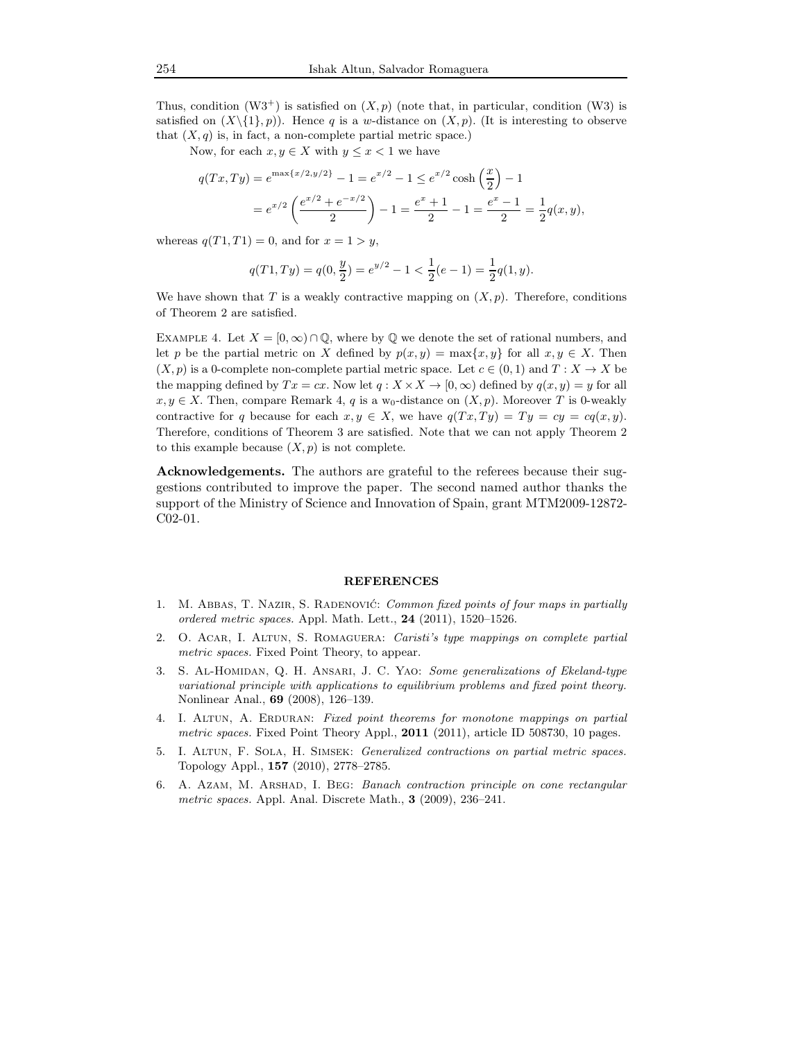Thus, condition ($W3^+$) is satisfied on $(X, p)$ (note that, in particular, condition (W3) is satisfied on $(X\backslash\{1\}, p)$). Hence $q$ is a $w$-distance on $(X, p)$. (It is interesting to observe that $(X, q)$ is, in fact, a non-complete partial metric space.)

Now, for each $x, y \in X$ with $y \leq x < 1$ we have

$$
\begin{aligned}
q(Tx, Ty) &= e^{\max\{x/2, y/2\}} - 1 = e^{x/2} - 1 \leq e^{x/2} \cosh\left(\frac{x}{2}\right) - 1 \\
&= e^{x/2}\left(\frac{e^{x/2} + e^{-x/2}}{2}\right) - 1 = \frac{e^x + 1}{2} - 1 = \frac{e^x - 1}{2} = \frac{1}{2}q(x, y),
\end{aligned}
$$

whereas $q(T1, T1) = 0$, and for $x = 1 > y$,

$$
q(T1, Ty) = q(0, \frac{y}{2}) = e^{y/2} - 1 < \frac{1}{2}(e - 1) = \frac{1}{2}q(1, y).
$$

We have shown that $T$ is a weakly contractive mapping on $(X, p)$. Therefore, conditions of Theorem 2 are satisfied.

Example 4. Let $X = [0, \infty) \cap \mathbb{Q}$, where by $\mathbb{Q}$ we denote the set of rational numbers, and let $p$ be the partial metric on $X$ defined by $p(x, y) = \max\{x, y\}$ for all $x, y \in X$. Then $(X, p)$ is a 0-complete non-complete partial metric space. Let $c \in (0, 1)$ and $T : X \to X$ be the mapping defined by $Tx = cx$. Now let $q : X \times X \to [0, \infty)$ defined by $q(x, y) = y$ for all $x, y \in X$. Then, compare Remark 4, $q$ is a $w_0$-distance on $(X, p)$. Moreover $T$ is 0-weakly contractive for $q$ because for each $x, y \in X$, we have $q(Tx, Ty) = Ty = cy = cq(x, y)$. Therefore, conditions of Theorem 3 are satisfied. Note that we can not apply Theorem 2 to this example because $(X, p)$ is not complete.

**Acknowledgements.** The authors are grateful to the referees because their suggestions contributed to improve the paper. The second named author thanks the support of the Ministry of Science and Innovation of Spain, grant MTM2009-12872-C02-01.

## REFERENCES

1. M. Abbas, T. Nazir, S. Radenović: *Common fixed points of four maps in partially ordered metric spaces.* Appl. Math. Lett., **24** (2011), 1520–1526.
2. O. Acar, I. Altun, S. Romaguera: *Caristi's type mappings on complete partial metric spaces.* Fixed Point Theory, to appear.
3. S. Al-Homidan, Q. H. Ansari, J. C. Yao: *Some generalizations of Ekeland-type variational principle with applications to equilibrium problems and fixed point theory.* Nonlinear Anal., **69** (2008), 126–139.
4. I. Altun, A. Erduran: *Fixed point theorems for monotone mappings on partial metric spaces.* Fixed Point Theory Appl., **2011** (2011), article ID 508730, 10 pages.
5. I. Altun, F. Sola, H. Simsek: *Generalized contractions on partial metric spaces.* Topology Appl., **157** (2010), 2778–2785.
6. A. Azam, M. Arshad, I. Beg: *Banach contraction principle on cone rectangular metric spaces.* Appl. Anal. Discrete Math., **3** (2009), 236–241.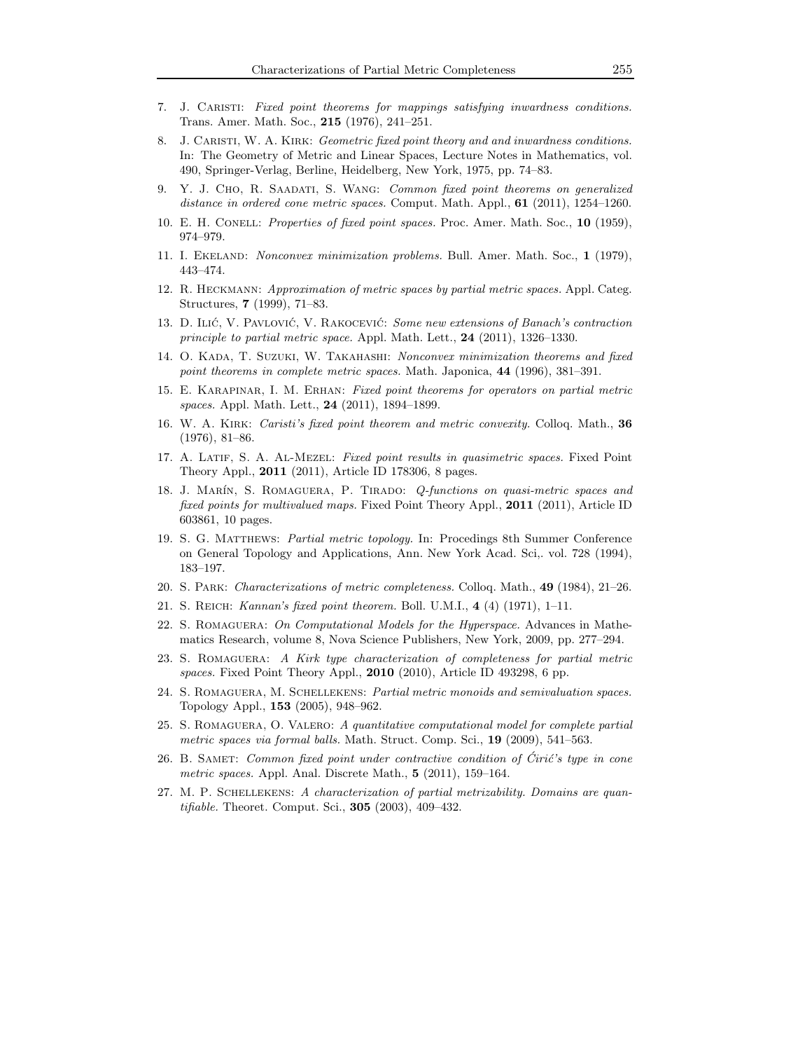7. J. Caristi: *Fixed point theorems for mappings satisfying inwardness conditions.* Trans. Amer. Math. Soc., **215** (1976), 241–251.

8. J. Caristi, W. A. Kirk: *Geometric fixed point theory and and inwardness conditions.* In: The Geometry of Metric and Linear Spaces, Lecture Notes in Mathematics, vol. 490, Springer-Verlag, Berline, Heidelberg, New York, 1975, pp. 74–83.

9. Y. J. Cho, R. Saadati, S. Wang: *Common fixed point theorems on generalized distance in ordered cone metric spaces.* Comput. Math. Appl., **61** (2011), 1254–1260.

10. E. H. Conell: *Properties of fixed point spaces.* Proc. Amer. Math. Soc., **10** (1959), 974–979.

11. I. Ekeland: *Nonconvex minimization problems.* Bull. Amer. Math. Soc., **1** (1979), 443–474.

12. R. Heckmann: *Approximation of metric spaces by partial metric spaces.* Appl. Categ. Structures, **7** (1999), 71–83.

13. D. Ilić, V. Pavlović, V. Rakočević: *Some new extensions of Banach's contraction principle to partial metric space.* Appl. Math. Lett., **24** (2011), 1326–1330.

14. O. Kada, T. Suzuki, W. Takahashi: *Nonconvex minimization theorems and fixed point theorems in complete metric spaces.* Math. Japonica, **44** (1996), 381–391.

15. E. Karapinar, I. M. Erhan: *Fixed point theorems for operators on partial metric spaces.* Appl. Math. Lett., **24** (2011), 1894–1899.

16. W. A. Kirk: *Caristi's fixed point theorem and metric convexity.* Colloq. Math., **36** (1976), 81–86.

17. A. Latif, S. A. Al-Mezel: *Fixed point results in quasimetric spaces.* Fixed Point Theory Appl., **2011** (2011), Article ID 178306, 8 pages.

18. J. Marín, S. Romaguera, P. Tirado: *Q-functions on quasi-metric spaces and fixed points for multivalued maps.* Fixed Point Theory Appl., **2011** (2011), Article ID 603861, 10 pages.

19. S. G. Matthews: *Partial metric topology.* In: Procedings 8th Summer Conference on General Topology and Applications, Ann. New York Acad. Sci,. vol. 728 (1994), 183–197.

20. S. Park: *Characterizations of metric completeness.* Colloq. Math., **49** (1984), 21–26.

21. S. Reich: *Kannan's fixed point theorem.* Boll. U.M.I., **4** (4) (1971), 1–11.

22. S. Romaguera: *On Computational Models for the Hyperspace.* Advances in Mathematics Research, volume 8, Nova Science Publishers, New York, 2009, pp. 277–294.

23. S. Romaguera: *A Kirk type characterization of completeness for partial metric spaces.* Fixed Point Theory Appl., **2010** (2010), Article ID 493298, 6 pp.

24. S. Romaguera, M. Schellekens: *Partial metric monoids and semivaluation spaces.* Topology Appl., **153** (2005), 948–962.

25. S. Romaguera, O. Valero: *A quantitative computational model for complete partial metric spaces via formal balls.* Math. Struct. Comp. Sci., **19** (2009), 541–563.

26. B. Samet: *Common fixed point under contractive condition of Ćirić's type in cone metric spaces.* Appl. Anal. Discrete Math., **5** (2011), 159–164.

27. M. P. Schellekens: *A characterization of partial metrizability. Domains are quantifiable.* Theoret. Comput. Sci., **305** (2003), 409–432.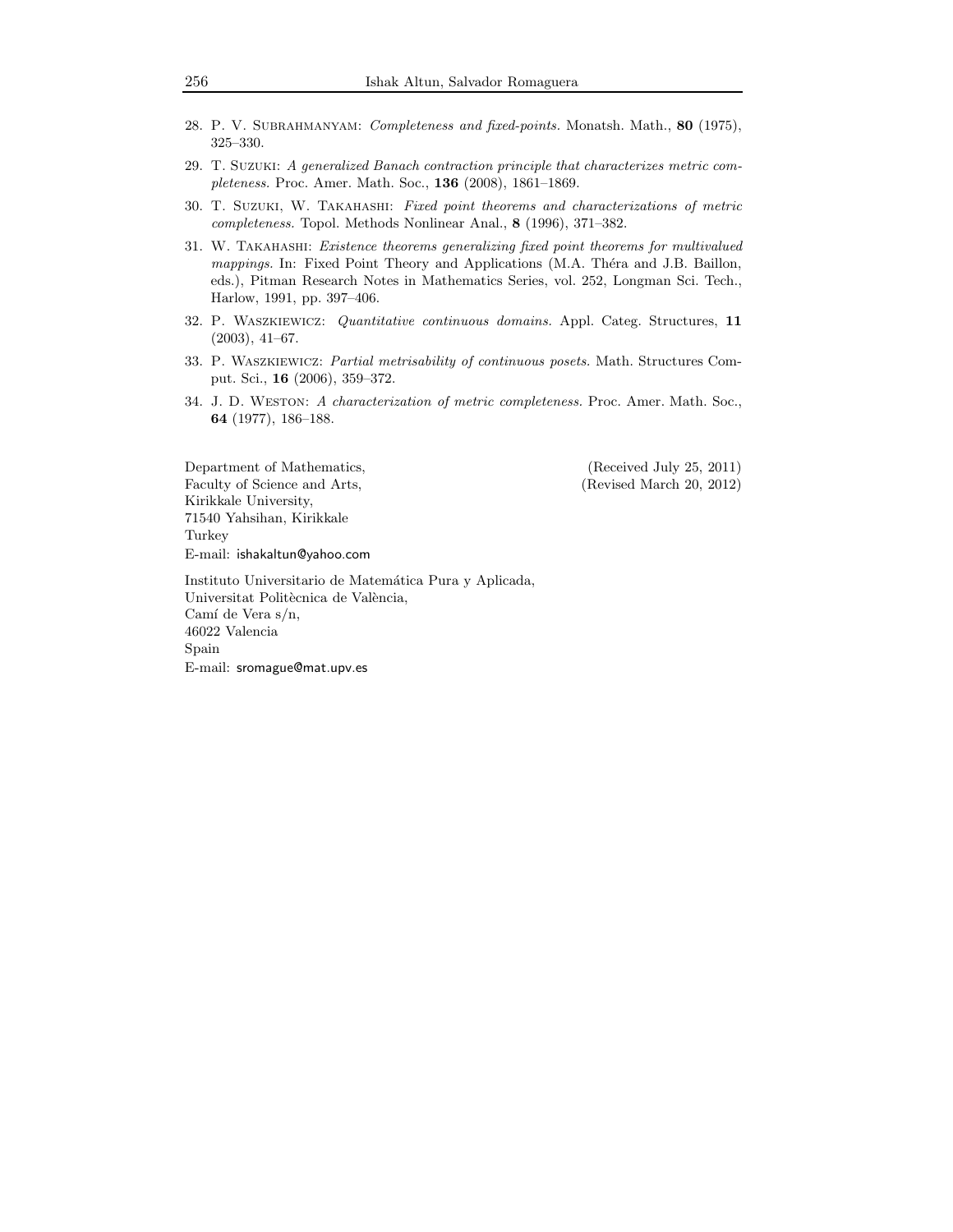28. P. V. Subrahmanyam: *Completeness and fixed-points.* Monatsh. Math., **80** (1975), 325–330.

29. T. Suzuki: *A generalized Banach contraction principle that characterizes metric completeness.* Proc. Amer. Math. Soc., **136** (2008), 1861–1869.

30. T. Suzuki, W. Takahashi: *Fixed point theorems and characterizations of metric completeness.* Topol. Methods Nonlinear Anal., **8** (1996), 371–382.

31. W. Takahashi: *Existence theorems generalizing fixed point theorems for multivalued mappings.* In: Fixed Point Theory and Applications (M.A. Théra and J.B. Baillon, eds.), Pitman Research Notes in Mathematics Series, vol. 252, Longman Sci. Tech., Harlow, 1991, pp. 397–406.

32. P. Waszkiewicz: *Quantitative continuous domains.* Appl. Categ. Structures, **11** (2003), 41–67.

33. P. Waszkiewicz: *Partial metrisability of continuous posets.* Math. Structures Comput. Sci., **16** (2006), 359–372.

34. J. D. Weston: *A characterization of metric completeness.* Proc. Amer. Math. Soc., **64** (1977), 186–188.

Department of Mathematics,
Faculty of Science and Arts,
Kirikkale University,
71540 Yahsihan, Kirikkale
Turkey
E-mail: ishakaltun@yahoo.com

(Received July 25, 2011)
(Revised March 20, 2012)

Instituto Universitario de Matemática Pura y Aplicada,
Universitat Politècnica de València,
Camí de Vera s/n,
46022 Valencia
Spain
E-mail: sromague@mat.upv.es